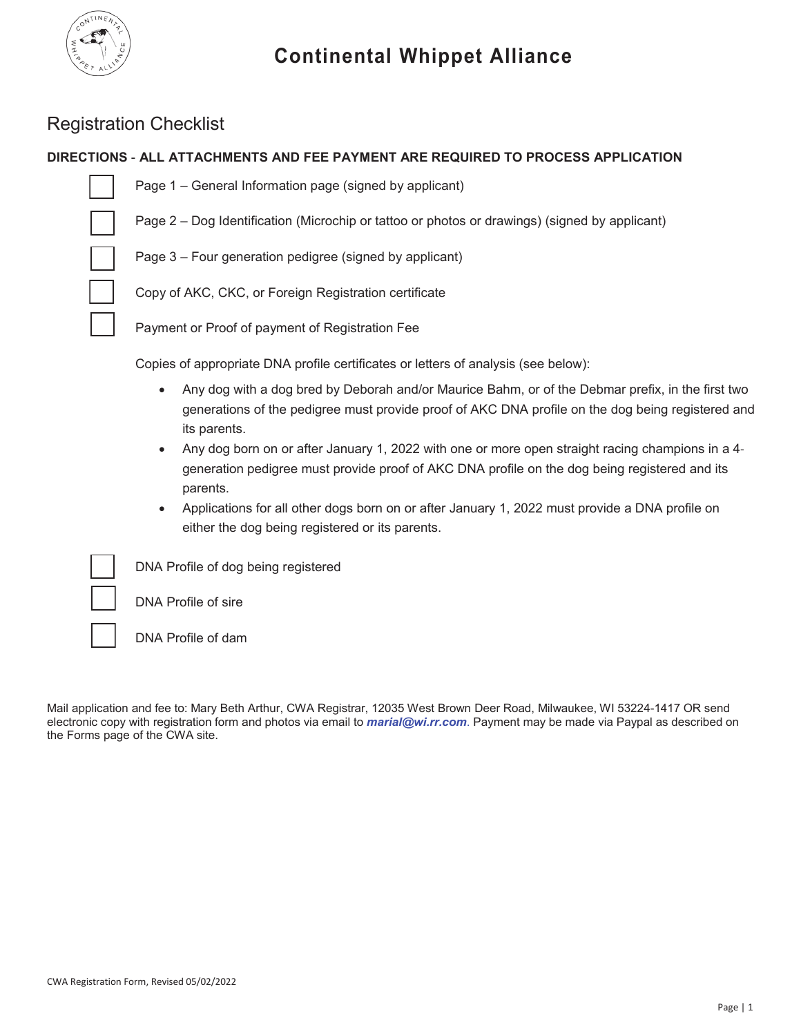# Continental Whippet Alliance

## Registration Checklist

**DIRECTIONS - ALL ATTACHMENTS AND FEE PAYMENT ARE REQUIRED TO PROCESS APPLICATION**

- [ ] Page 1 – General Information page (signed by applicant)
- [ ] Page 2 – Dog Identification (Microchip or tattoo or photos or drawings) (signed by applicant)
- [ ] Page 3 – Four generation pedigree (signed by applicant)
- [ ] Copy of AKC, CKC, or Foreign Registration certificate
- [ ] Payment or Proof of payment of Registration Fee

Copies of appropriate DNA profile certificates or letters of analysis (see below):

- Any dog with a dog bred by Deborah and/or Maurice Bahm, or of the Debmar prefix, in the first two generations of the pedigree must provide proof of AKC DNA profile on the dog being registered and its parents.
- Any dog born on or after January 1, 2022 with one or more open straight racing champions in a 4-generation pedigree must provide proof of AKC DNA profile on the dog being registered and its parents.
- Applications for all other dogs born on or after January 1, 2022 must provide a DNA profile on either the dog being registered or its parents.

- [ ] DNA Profile of dog being registered
- [ ] DNA Profile of sire
- [ ] DNA Profile of dam

Mail application and fee to: Mary Beth Arthur, CWA Registrar, 12035 West Brown Deer Road, Milwaukee, WI 53224-1417 OR send electronic copy with registration form and photos via email to ***marial@wi.rr.com***. Payment may be made via Paypal as described on the Forms page of the CWA site.

CWA Registration Form, Revised 05/02/2022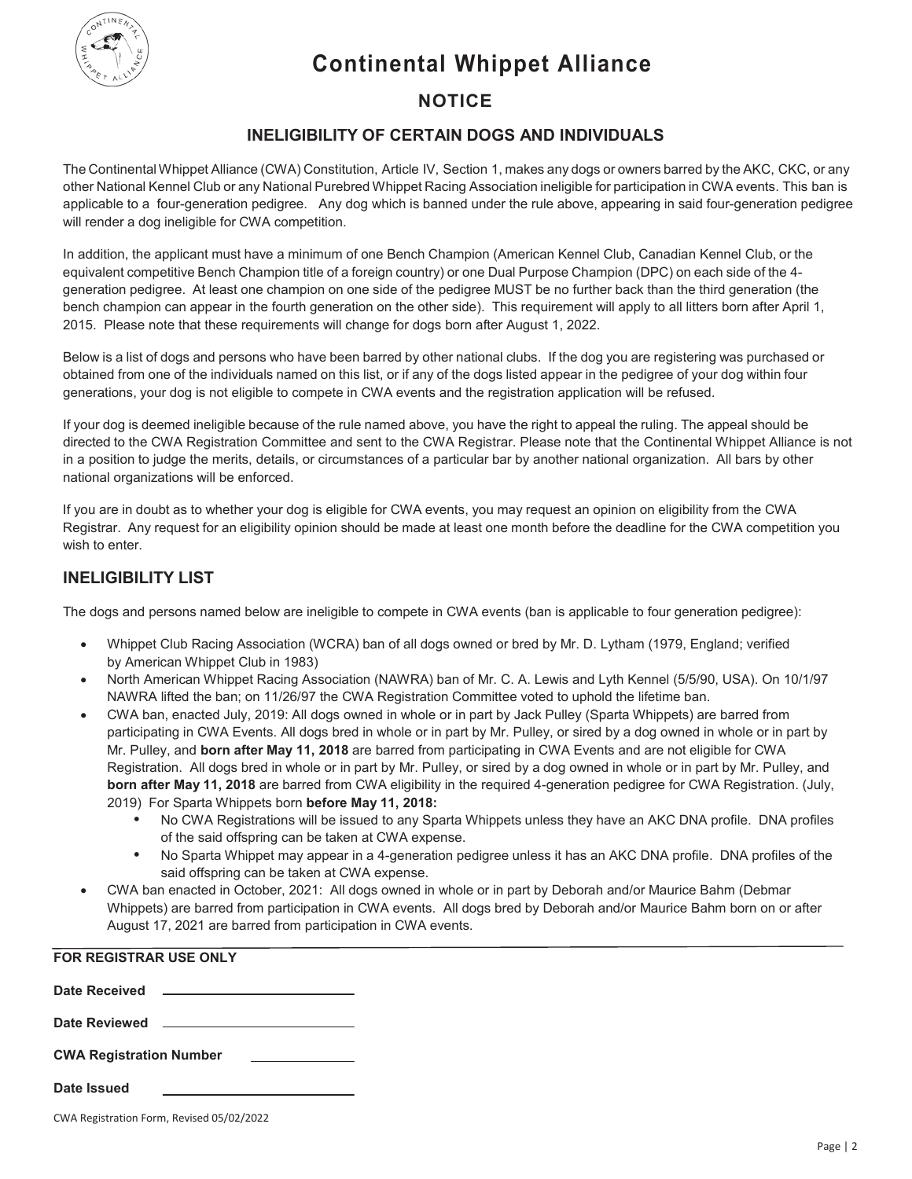# Continental Whippet Alliance

## NOTICE

### INELIGIBILITY OF CERTAIN DOGS AND INDIVIDUALS

The Continental Whippet Alliance (CWA) Constitution, Article IV, Section 1, makes any dogs or owners barred by the AKC, CKC, or any other National Kennel Club or any National Purebred Whippet Racing Association ineligible for participation in CWA events. This ban is applicable to a four-generation pedigree. Any dog which is banned under the rule above, appearing in said four-generation pedigree will render a dog ineligible for CWA competition.

In addition, the applicant must have a minimum of one Bench Champion (American Kennel Club, Canadian Kennel Club, or the equivalent competitive Bench Champion title of a foreign country) or one Dual Purpose Champion (DPC) on each side of the 4-generation pedigree. At least one champion on one side of the pedigree MUST be no further back than the third generation (the bench champion can appear in the fourth generation on the other side). This requirement will apply to all litters born after April 1, 2015. Please note that these requirements will change for dogs born after August 1, 2022.

Below is a list of dogs and persons who have been barred by other national clubs. If the dog you are registering was purchased or obtained from one of the individuals named on this list, or if any of the dogs listed appear in the pedigree of your dog within four generations, your dog is not eligible to compete in CWA events and the registration application will be refused.

If your dog is deemed ineligible because of the rule named above, you have the right to appeal the ruling. The appeal should be directed to the CWA Registration Committee and sent to the CWA Registrar. Please note that the Continental Whippet Alliance is not in a position to judge the merits, details, or circumstances of a particular bar by another national organization. All bars by other national organizations will be enforced.

If you are in doubt as to whether your dog is eligible for CWA events, you may request an opinion on eligibility from the CWA Registrar. Any request for an eligibility opinion should be made at least one month before the deadline for the CWA competition you wish to enter.

## INELIGIBILITY LIST

The dogs and persons named below are ineligible to compete in CWA events (ban is applicable to four generation pedigree):

- Whippet Club Racing Association (WCRA) ban of all dogs owned or bred by Mr. D. Lytham (1979, England; verified by American Whippet Club in 1983)
- North American Whippet Racing Association (NAWRA) ban of Mr. C. A. Lewis and Lyth Kennel (5/5/90, USA). On 10/1/97 NAWRA lifted the ban; on 11/26/97 the CWA Registration Committee voted to uphold the lifetime ban.
- CWA ban, enacted July, 2019: All dogs owned in whole or in part by Jack Pulley (Sparta Whippets) are barred from participating in CWA Events. All dogs bred in whole or in part by Mr. Pulley, or sired by a dog owned in whole or in part by Mr. Pulley, and **born after May 11, 2018** are barred from participating in CWA Events and are not eligible for CWA Registration. All dogs bred in whole or in part by Mr. Pulley, or sired by a dog owned in whole or in part by Mr. Pulley, and **born after May 11, 2018** are barred from CWA eligibility in the required 4-generation pedigree for CWA Registration. (July, 2019) For Sparta Whippets born **before May 11, 2018:**
  - No CWA Registrations will be issued to any Sparta Whippets unless they have an AKC DNA profile. DNA profiles of the said offspring can be taken at CWA expense.
  - No Sparta Whippet may appear in a 4-generation pedigree unless it has an AKC DNA profile. DNA profiles of the said offspring can be taken at CWA expense.
- CWA ban enacted in October, 2021: All dogs owned in whole or in part by Deborah and/or Maurice Bahm (Debmar Whippets) are barred from participation in CWA events. All dogs bred by Deborah and/or Maurice Bahm born on or after August 17, 2021 are barred from participation in CWA events.

---

**FOR REGISTRAR USE ONLY**

**Date Received** ____________________

**Date Reviewed** ____________________

**CWA Registration Number** ____________

**Date Issued** ____________________

CWA Registration Form, Revised 05/02/2022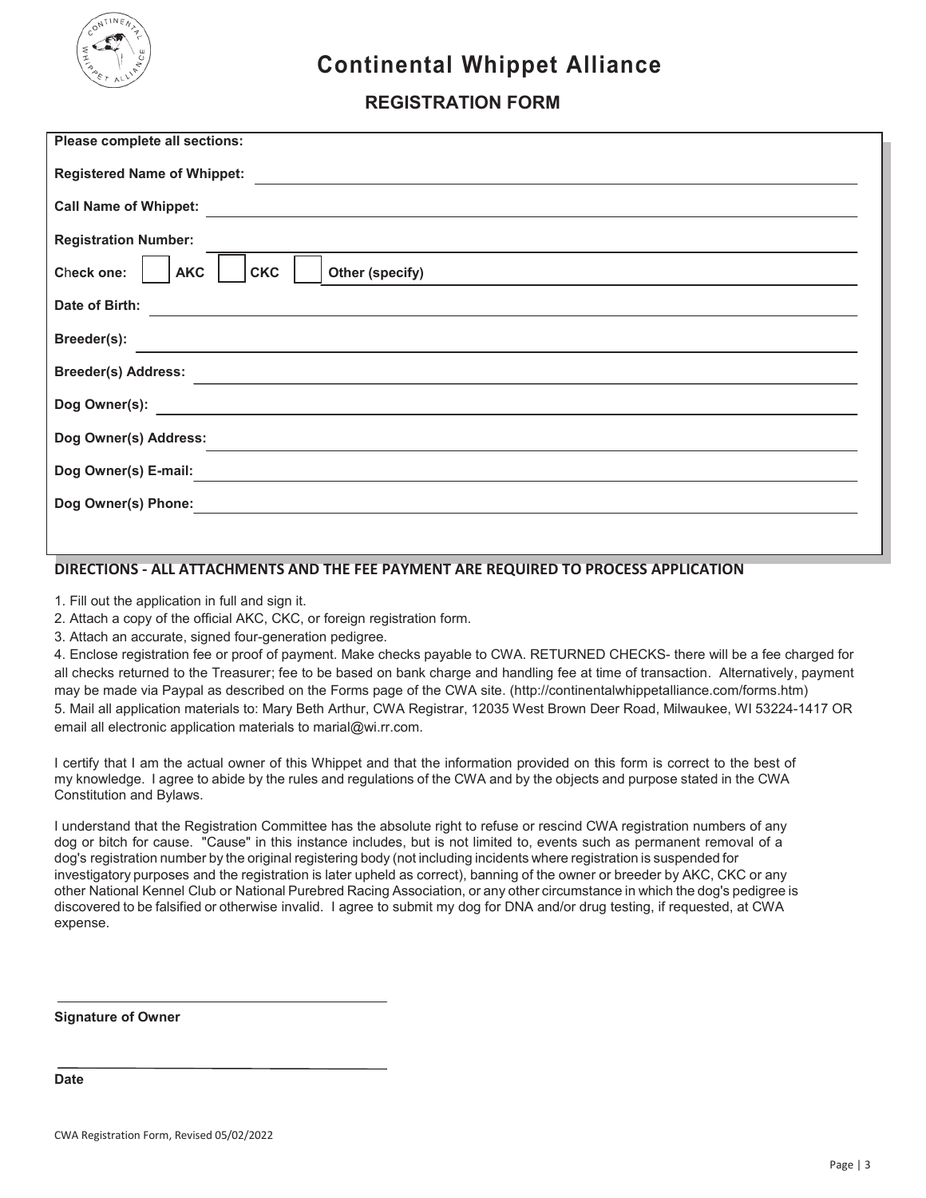# Continental Whippet Alliance

## REGISTRATION FORM

**Please complete all sections:**

**Registered Name of Whippet:** ____________________

**Call Name of Whippet:** ____________________

**Registration Number:** ____________________

**Check one:** ☐ **AKC** ☐ **CKC** ☐ **Other (specify)** ____________________

**Date of Birth:** ____________________

**Breeder(s):** ____________________

**Breeder(s) Address:** ____________________

**Dog Owner(s):** ____________________

**Dog Owner(s) Address:** ____________________

**Dog Owner(s) E-mail:** ____________________

**Dog Owner(s) Phone:** ____________________

**DIRECTIONS - ALL ATTACHMENTS AND THE FEE PAYMENT ARE REQUIRED TO PROCESS APPLICATION**

1. Fill out the application in full and sign it.
2. Attach a copy of the official AKC, CKC, or foreign registration form.
3. Attach an accurate, signed four-generation pedigree.
4. Enclose registration fee or proof of payment. Make checks payable to CWA. RETURNED CHECKS- there will be a fee charged for all checks returned to the Treasurer; fee to be based on bank charge and handling fee at time of transaction. Alternatively, payment may be made via Paypal as described on the Forms page of the CWA site. (http://continentalwhippetalliance.com/forms.htm)
5. Mail all application materials to: Mary Beth Arthur, CWA Registrar, 12035 West Brown Deer Road, Milwaukee, WI 53224-1417 OR email all electronic application materials to marial@wi.rr.com.

I certify that I am the actual owner of this Whippet and that the information provided on this form is correct to the best of my knowledge. I agree to abide by the rules and regulations of the CWA and by the objects and purpose stated in the CWA Constitution and Bylaws.

I understand that the Registration Committee has the absolute right to refuse or rescind CWA registration numbers of any dog or bitch for cause. "Cause" in this instance includes, but is not limited to, events such as permanent removal of a dog's registration number by the original registering body (not including incidents where registration is suspended for investigatory purposes and the registration is later upheld as correct), banning of the owner or breeder by AKC, CKC or any other National Kennel Club or National Purebred Racing Association, or any other circumstance in which the dog's pedigree is discovered to be falsified or otherwise invalid. I agree to submit my dog for DNA and/or drug testing, if requested, at CWA expense.

____________________

**Signature of Owner**

____________________

**Date**

CWA Registration Form, Revised 05/02/2022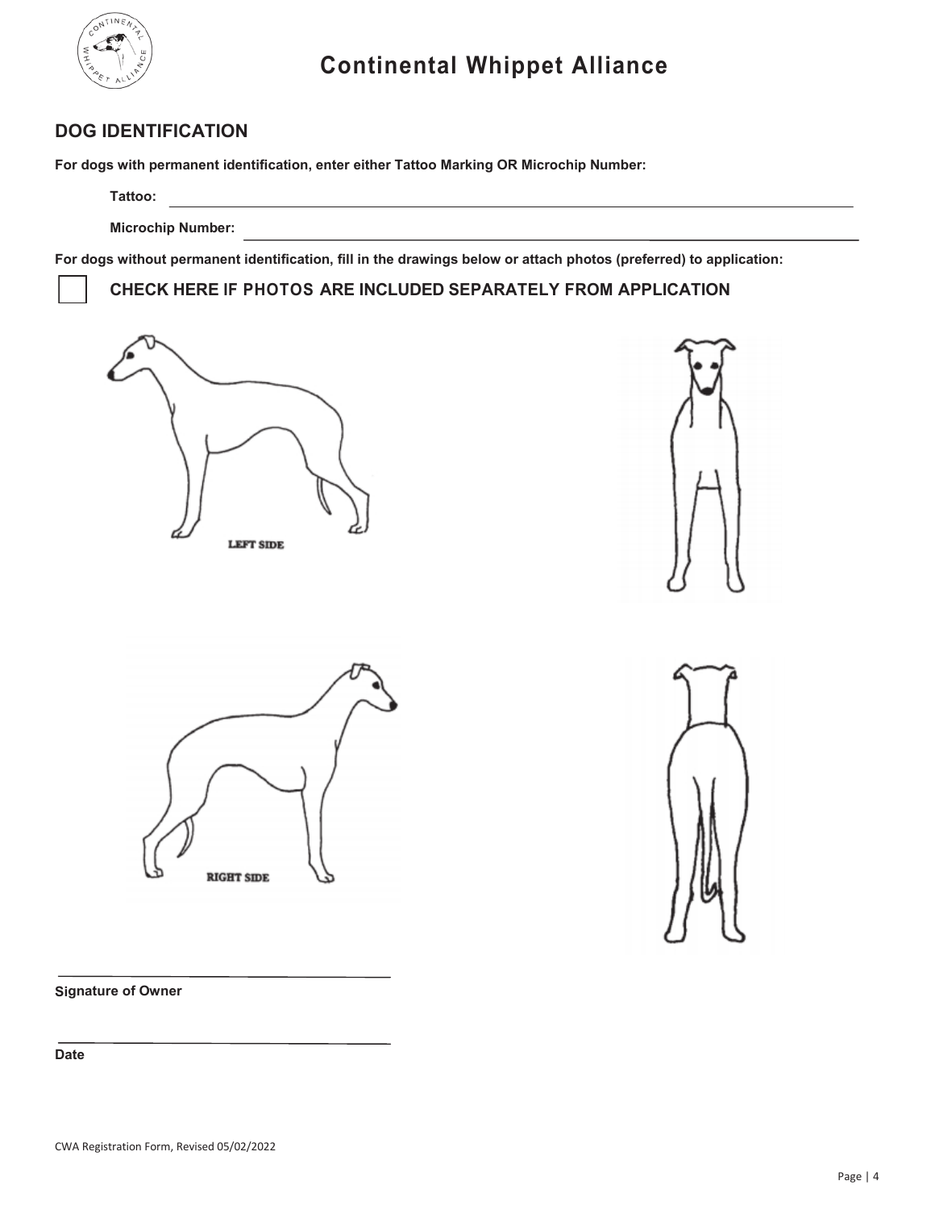# Continental Whippet Alliance

## DOG IDENTIFICATION

**For dogs with permanent identification, enter either Tattoo Marking OR Microchip Number:**

**Tattoo:** ____________________

**Microchip Number:** ____________________

**For dogs without permanent identification, fill in the drawings below or attach photos (preferred) to application:**

☐ **CHECK HERE IF PHOTOS ARE INCLUDED SEPARATELY FROM APPLICATION**

LEFT SIDE

RIGHT SIDE

____________________

**Signature of Owner**

____________________

**Date**

CWA Registration Form, Revised 05/02/2022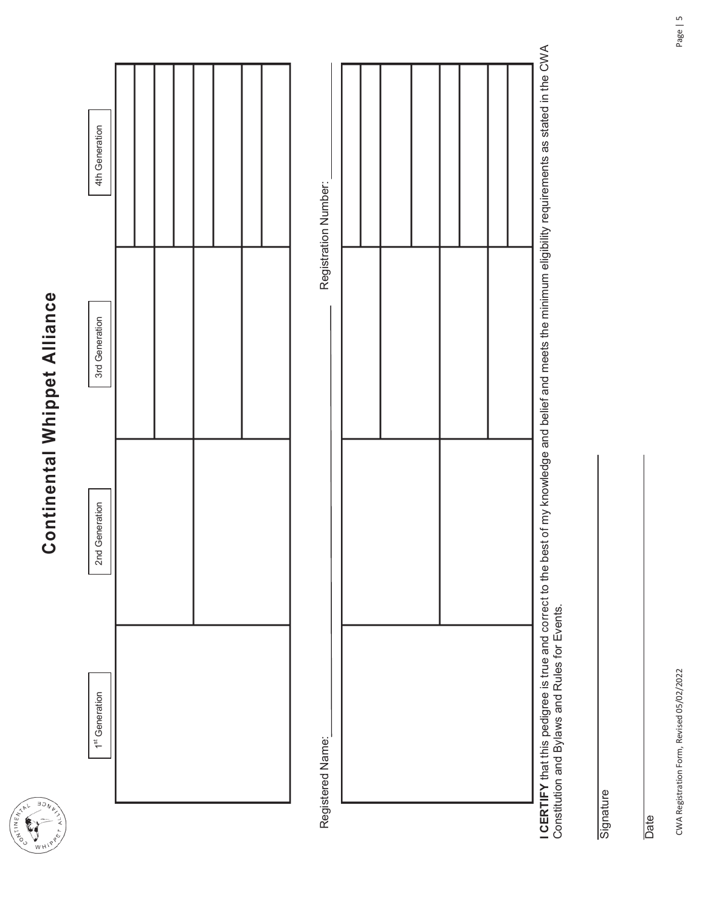# Continental Whippet Alliance

| 1st Generation | 2nd Generation | 3rd Generation | 4th Generation |
|---|---|---|---|
| | | | |

Registered Name: \_\_\_\_\_\_\_\_\_\_\_\_\_\_\_\_\_\_\_\_ Registration Number: \_\_\_\_\_\_\_\_\_\_\_\_\_\_\_\_\_\_\_\_

**I CERTIFY** that this pedigree is true and correct to the best of my knowledge and belief and meets the minimum eligibility requirements as stated in the CWA Constitution and Bylaws and Rules for Events.

\_\_\_\_\_\_\_\_\_\_\_\_\_\_\_\_\_\_\_\_

Signature

\_\_\_\_\_\_\_\_\_\_\_\_\_\_\_\_\_\_\_\_

Date

CWA Registration Form, Revised 05/02/2022